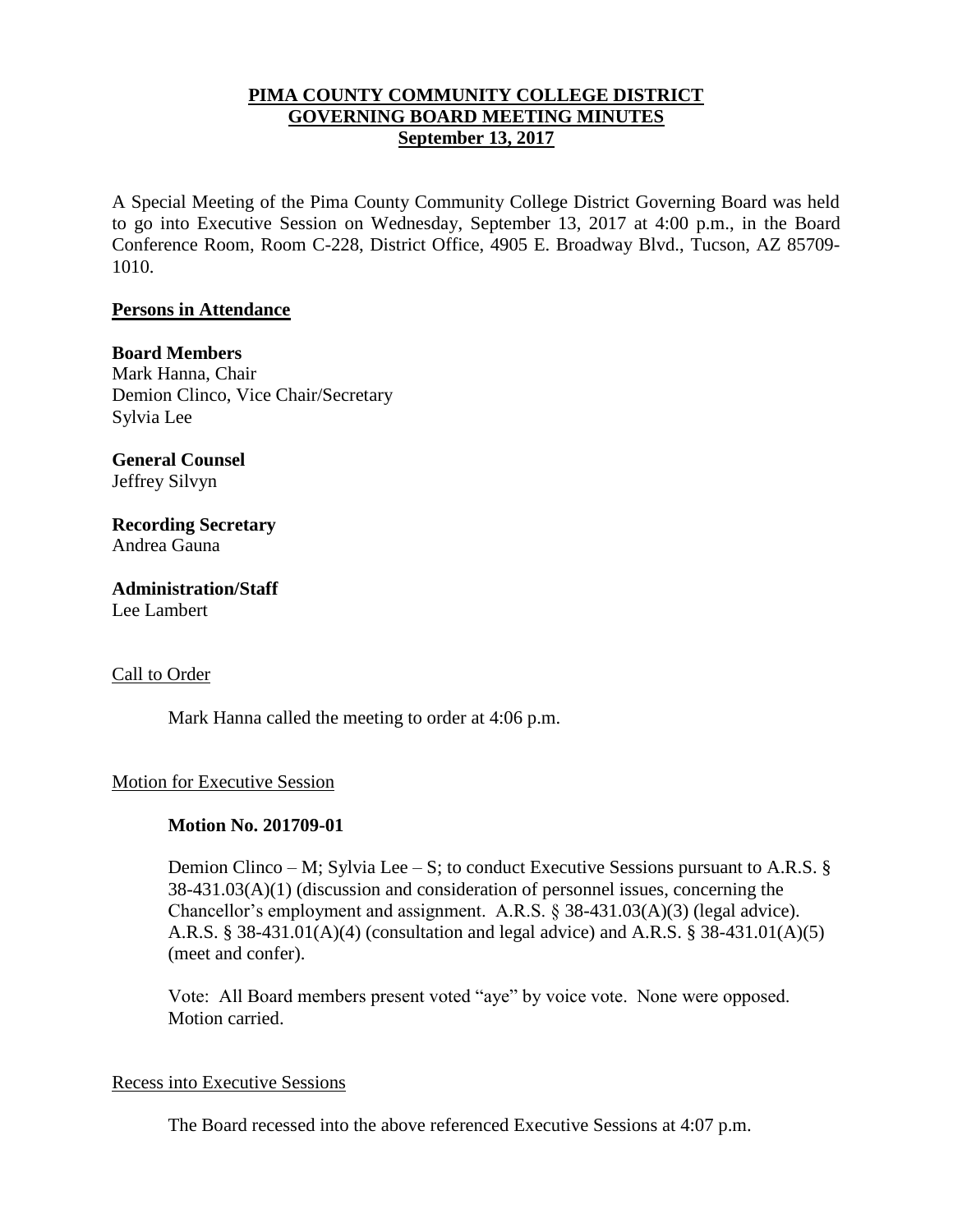# PIMA COUNTY COMMUNITY COLLEGE DISTRICT
# GOVERNING BOARD MEETING MINUTES
# September 13, 2017

A Special Meeting of the Pima County Community College District Governing Board was held to go into Executive Session on Wednesday, September 13, 2017 at 4:00 p.m., in the Board Conference Room, Room C-228, District Office, 4905 E. Broadway Blvd., Tucson, AZ 85709-1010.

## Persons in Attendance

**Board Members**
Mark Hanna, Chair
Demion Clinco, Vice Chair/Secretary
Sylvia Lee

**General Counsel**
Jeffrey Silvyn

**Recording Secretary**
Andrea Gauna

**Administration/Staff**
Lee Lambert

### Call to Order

Mark Hanna called the meeting to order at 4:06 p.m.

### Motion for Executive Session

**Motion No. 201709-01**

Demion Clinco – M; Sylvia Lee – S; to conduct Executive Sessions pursuant to A.R.S. § 38-431.03(A)(1) (discussion and consideration of personnel issues, concerning the Chancellor's employment and assignment. A.R.S. § 38-431.03(A)(3) (legal advice). A.R.S. § 38-431.01(A)(4) (consultation and legal advice) and A.R.S. § 38-431.01(A)(5) (meet and confer).

Vote: All Board members present voted "aye" by voice vote. None were opposed. Motion carried.

### Recess into Executive Sessions

The Board recessed into the above referenced Executive Sessions at 4:07 p.m.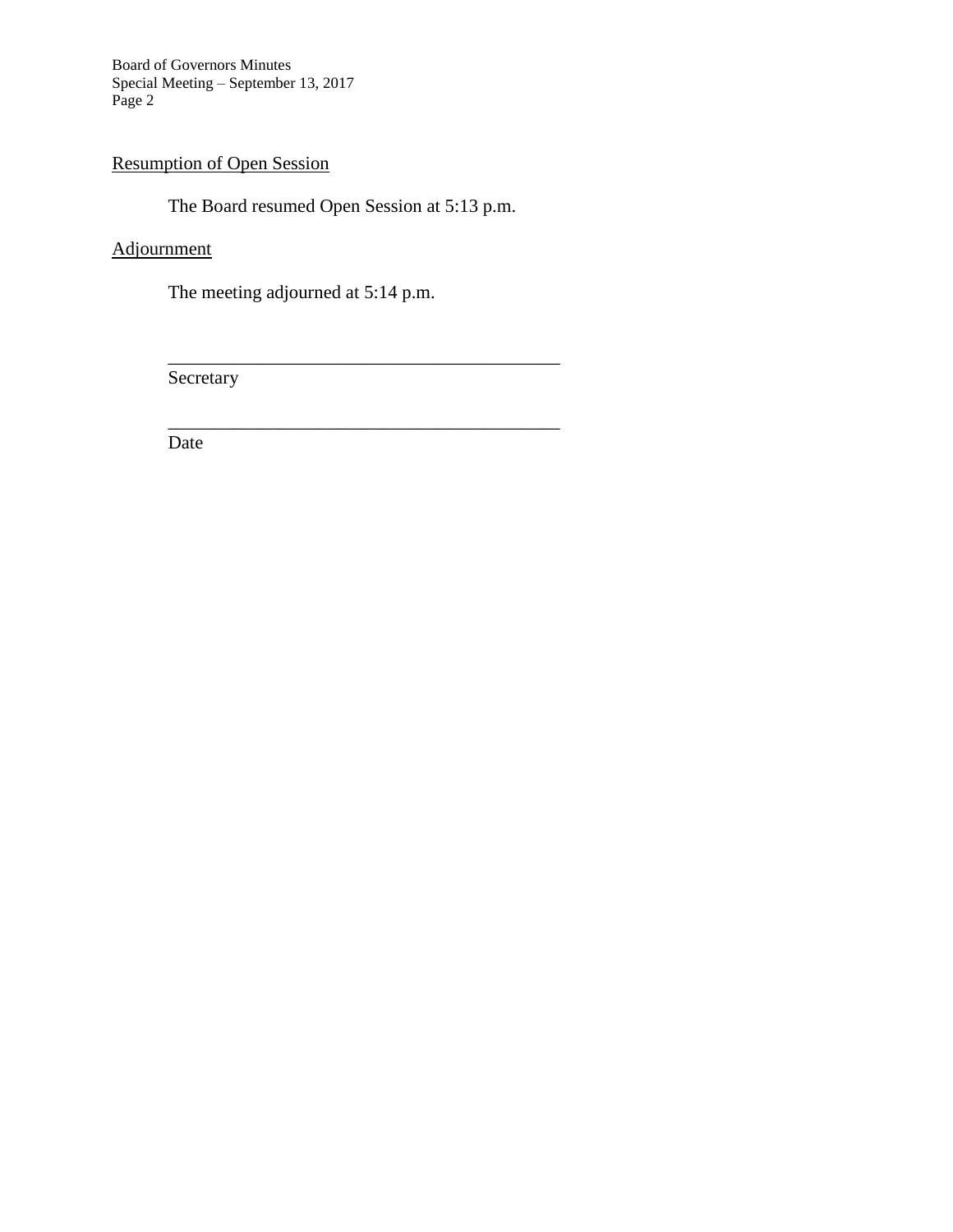## Resumption of Open Session

The Board resumed Open Session at 5:13 p.m.

## Adjournment

The meeting adjourned at 5:14 p.m.

___________________________________________
Secretary

___________________________________________
Date